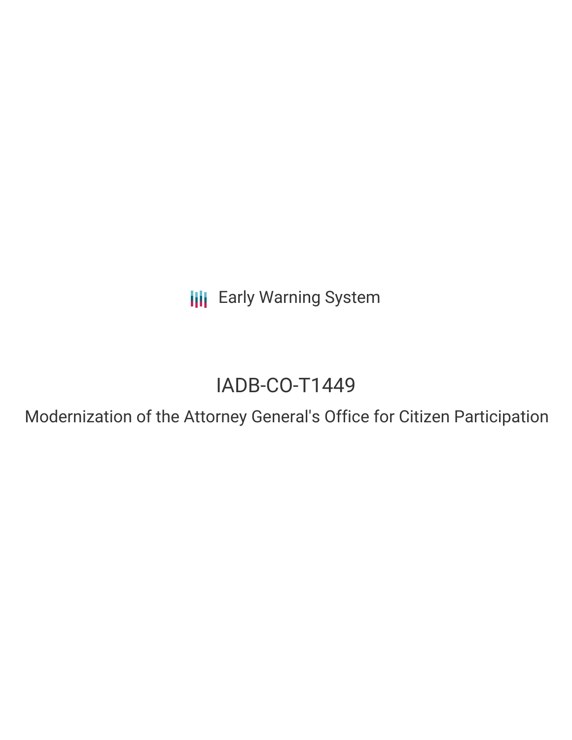Early Warning System

# IADB-CO-T1449

## Modernization of the Attorney General's Office for Citizen Participation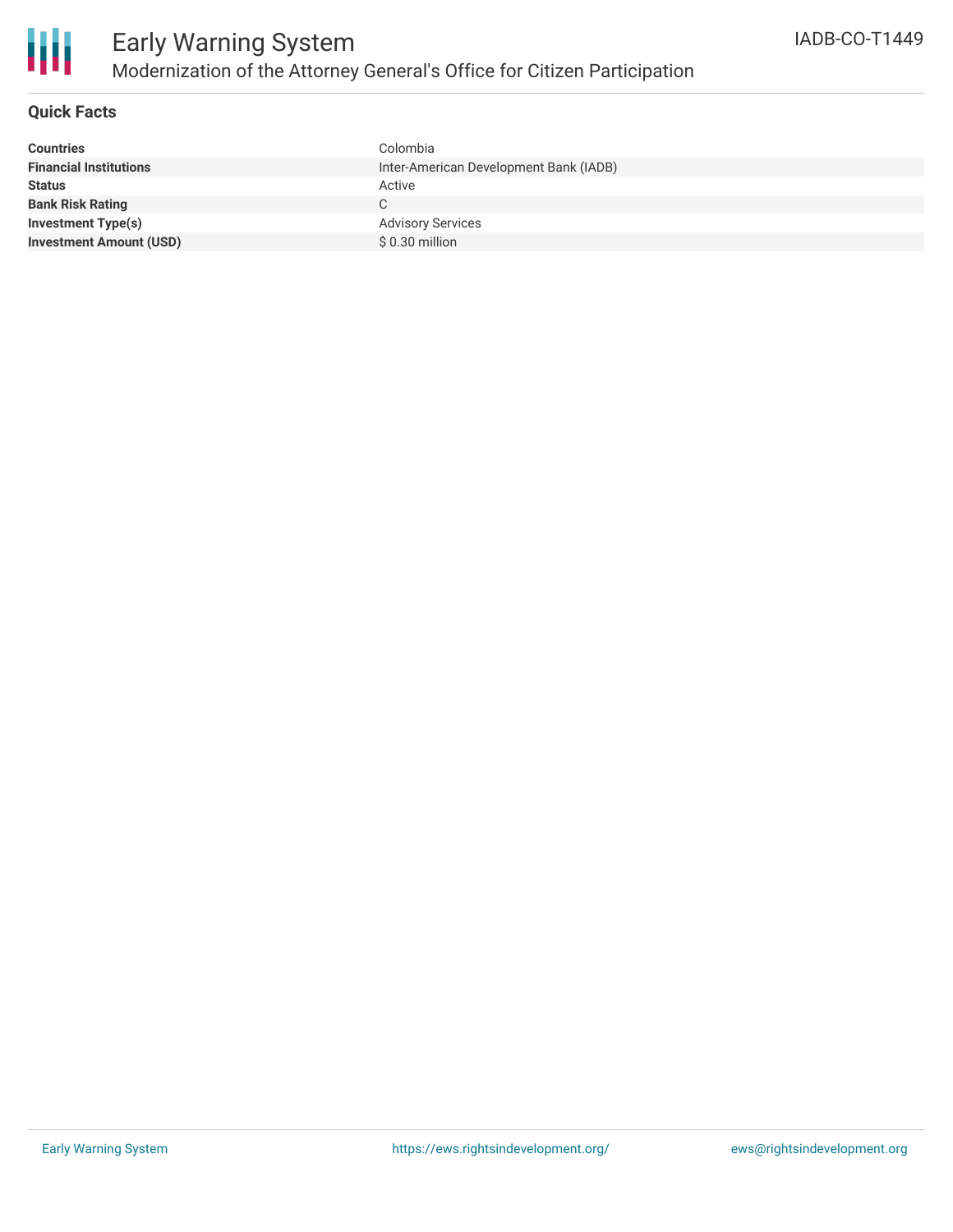# Early Warning System

## Modernization of the Attorney General's Office for Citizen Participation

IADB-CO-T1449

### Quick Facts

| | |
|---|---|
| **Countries** | Colombia |
| **Financial Institutions** | Inter-American Development Bank (IADB) |
| **Status** | Active |
| **Bank Risk Rating** | C |
| **Investment Type(s)** | Advisory Services |
| **Investment Amount (USD)** | $ 0.30 million |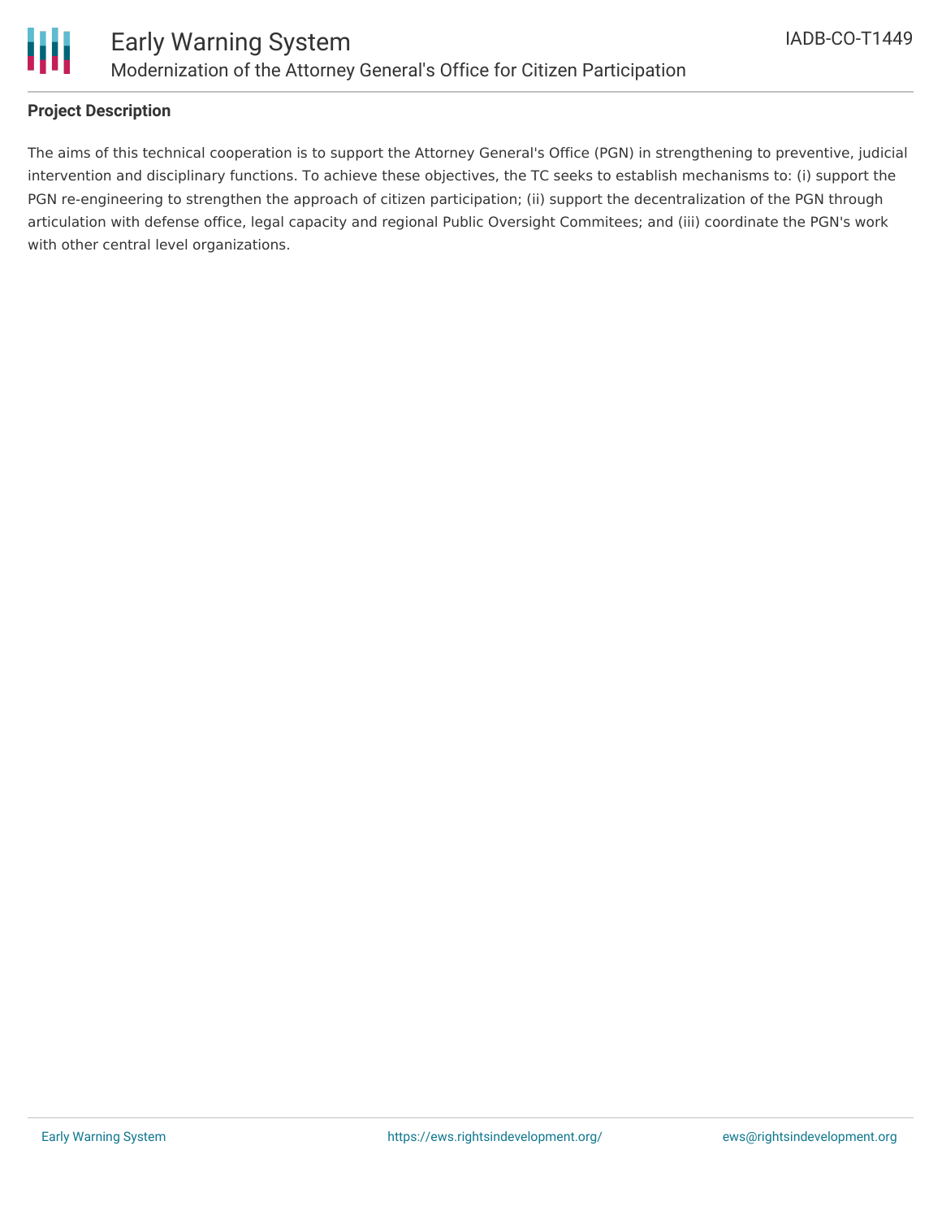## Project Description

The aims of this technical cooperation is to support the Attorney General's Office (PGN) in strengthening to preventive, judicial intervention and disciplinary functions. To achieve these objectives, the TC seeks to establish mechanisms to: (i) support the PGN re-engineering to strengthen the approach of citizen participation; (ii) support the decentralization of the PGN through articulation with defense office, legal capacity and regional Public Oversight Commitees; and (iii) coordinate the PGN's work with other central level organizations.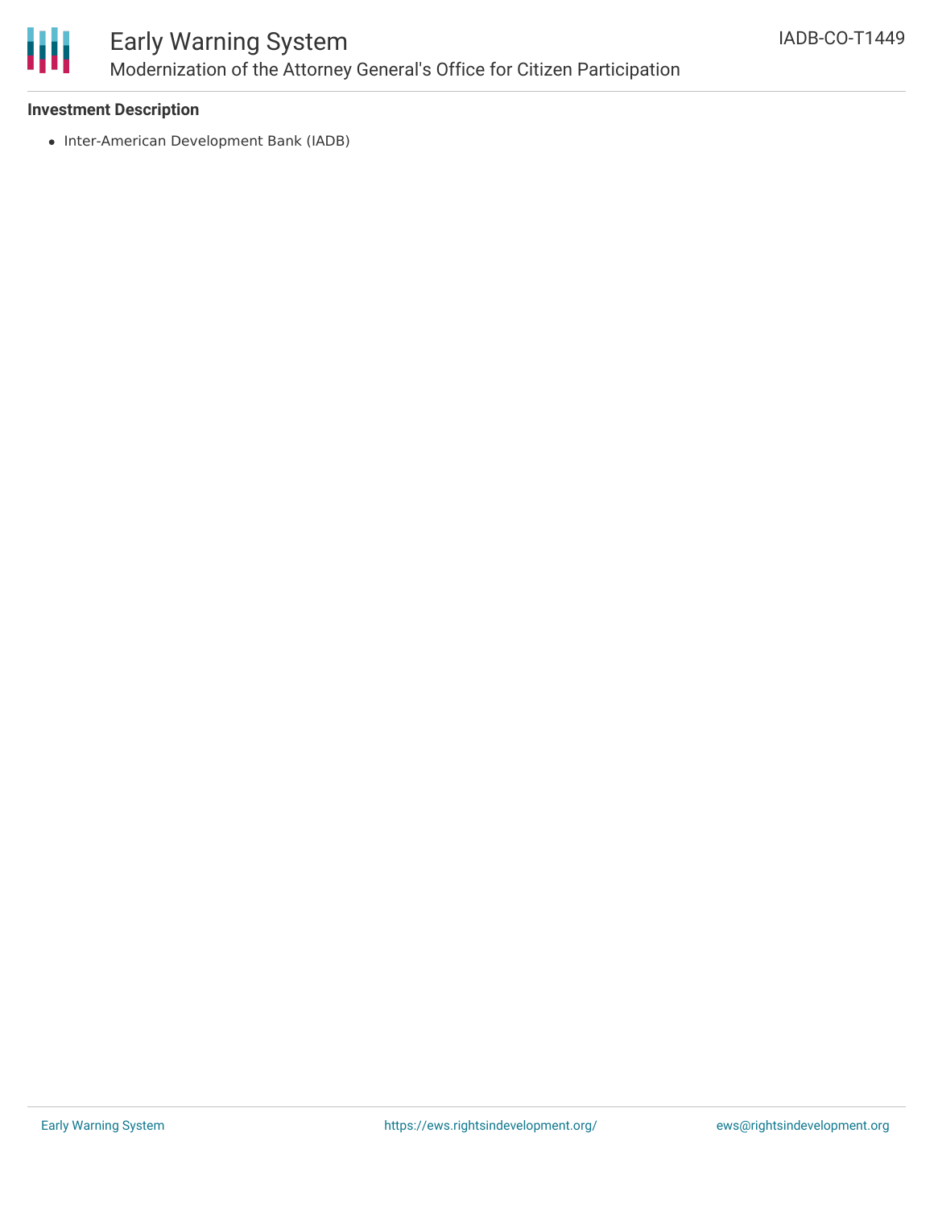**Investment Description**

- Inter-American Development Bank (IADB)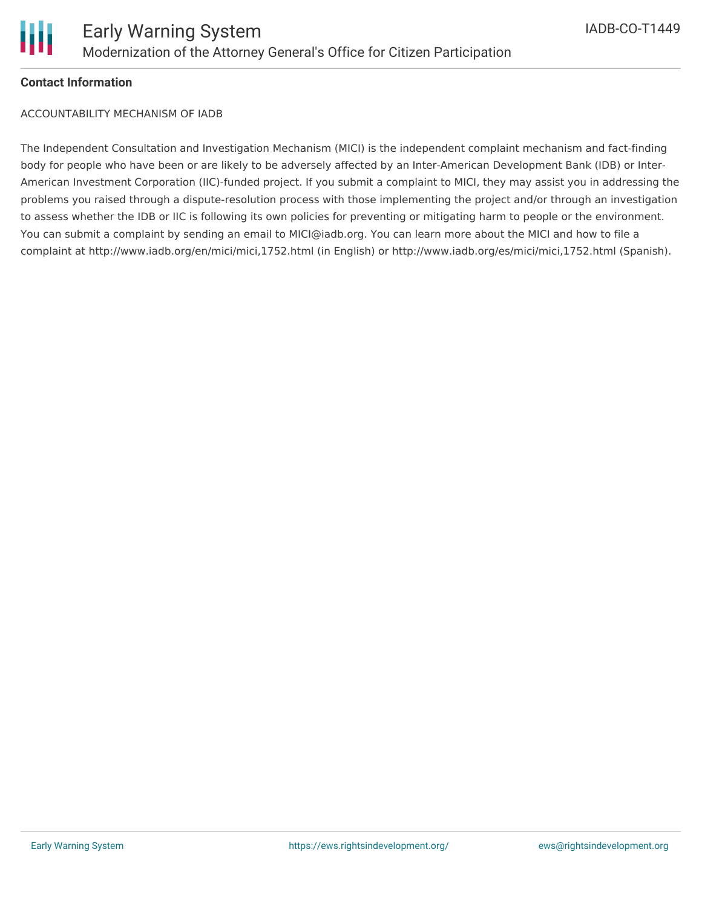**Contact Information**

ACCOUNTABILITY MECHANISM OF IADB

The Independent Consultation and Investigation Mechanism (MICI) is the independent complaint mechanism and fact-finding body for people who have been or are likely to be adversely affected by an Inter-American Development Bank (IDB) or Inter-American Investment Corporation (IIC)-funded project. If you submit a complaint to MICI, they may assist you in addressing the problems you raised through a dispute-resolution process with those implementing the project and/or through an investigation to assess whether the IDB or IIC is following its own policies for preventing or mitigating harm to people or the environment. You can submit a complaint by sending an email to MICI@iadb.org. You can learn more about the MICI and how to file a complaint at http://www.iadb.org/en/mici/mici,1752.html (in English) or http://www.iadb.org/es/mici/mici,1752.html (Spanish).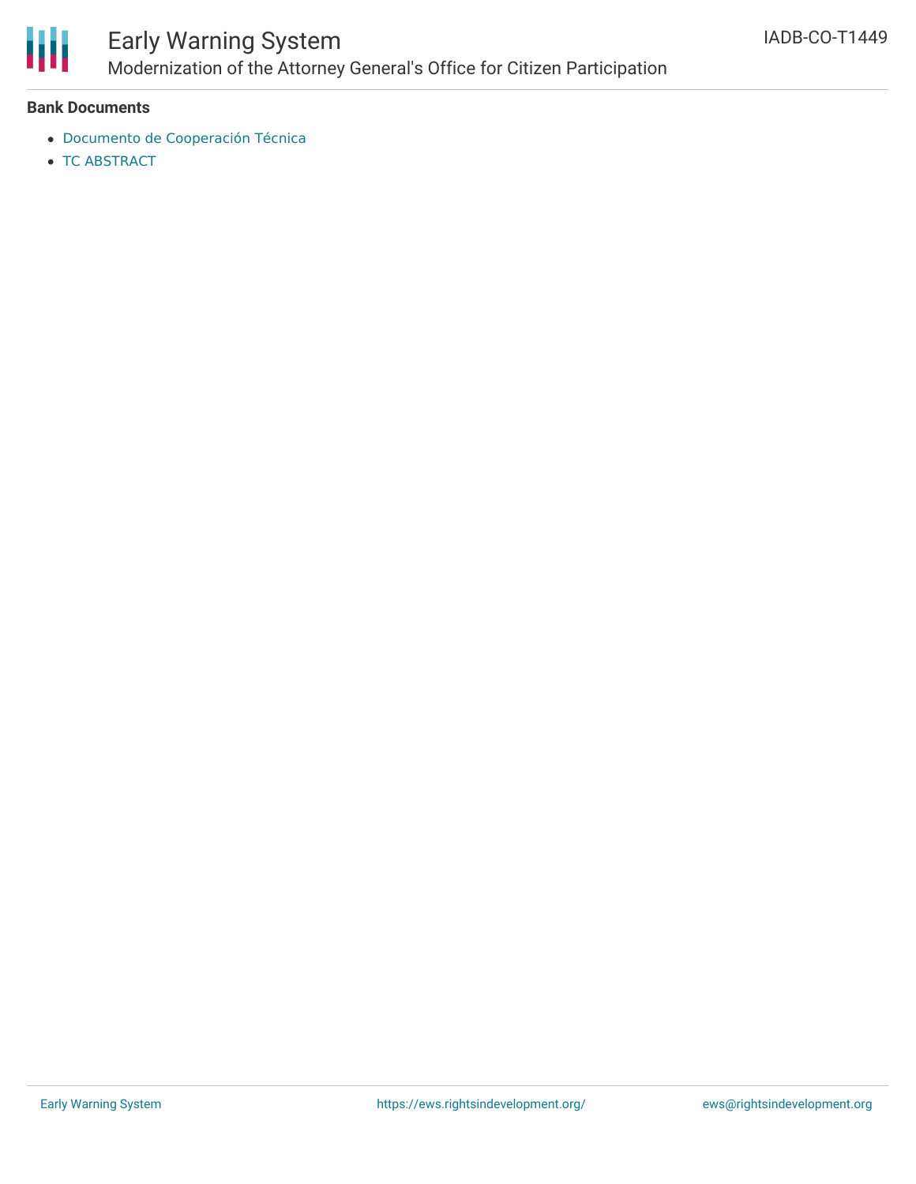**Bank Documents**

- Documento de Cooperación Técnica
- TC ABSTRACT